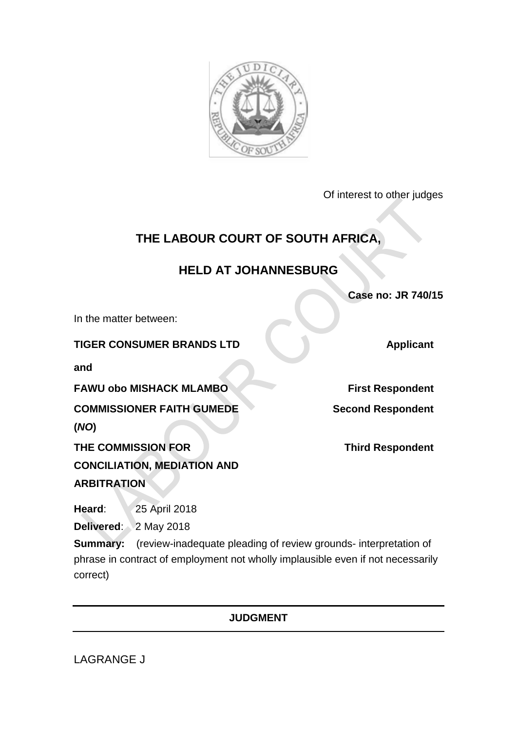Of interest to other judges

# THE LABOUR COURT OF SOUTH AFRICA,

# HELD AT JOHANNESBURG

**Case no: JR 740/15**

In the matter between:

| | |
|---|---|
| **TIGER CONSUMER BRANDS LTD** | **Applicant** |
| **and** | |
| **FAWU obo MISHACK MLAMBO** | **First Respondent** |
| **COMMISSIONER FAITH GUMEDE (*NO*)** | **Second Respondent** |
| **THE COMMISSION FOR CONCILIATION, MEDIATION AND ARBITRATION** | **Third Respondent** |

**Heard**: 25 April 2018

**Delivered**: 2 May 2018

**Summary:** (review-inadequate pleading of review grounds- interpretation of phrase in contract of employment not wholly implausible even if not necessarily correct)

---

**JUDGMENT**

---

LAGRANGE J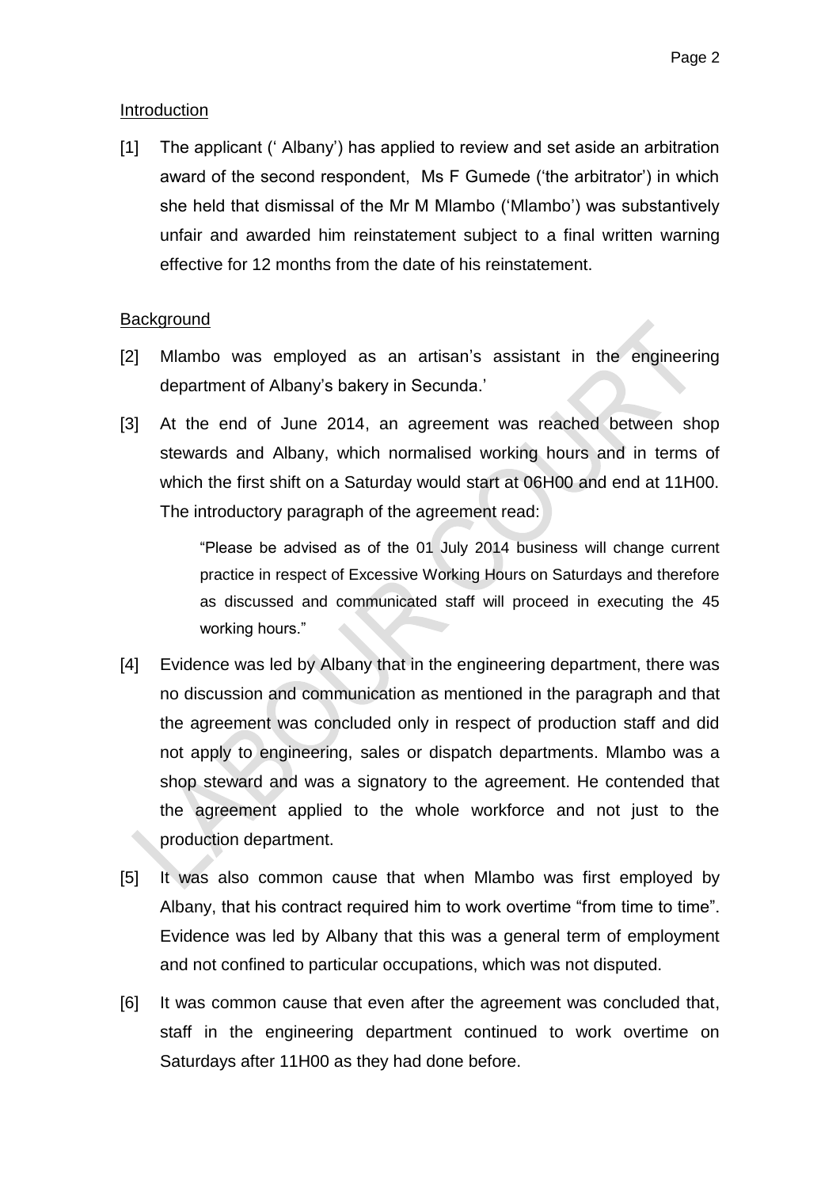Introduction

[1] The applicant (' Albany') has applied to review and set aside an arbitration award of the second respondent, Ms F Gumede ('the arbitrator') in which she held that dismissal of the Mr M Mlambo ('Mlambo') was substantively unfair and awarded him reinstatement subject to a final written warning effective for 12 months from the date of his reinstatement.

Background

[2] Mlambo was employed as an artisan's assistant in the engineering department of Albany's bakery in Secunda.'

[3] At the end of June 2014, an agreement was reached between shop stewards and Albany, which normalised working hours and in terms of which the first shift on a Saturday would start at 06H00 and end at 11H00. The introductory paragraph of the agreement read:

> "Please be advised as of the 01 July 2014 business will change current practice in respect of Excessive Working Hours on Saturdays and therefore as discussed and communicated staff will proceed in executing the 45 working hours."

[4] Evidence was led by Albany that in the engineering department, there was no discussion and communication as mentioned in the paragraph and that the agreement was concluded only in respect of production staff and did not apply to engineering, sales or dispatch departments. Mlambo was a shop steward and was a signatory to the agreement. He contended that the agreement applied to the whole workforce and not just to the production department.

[5] It was also common cause that when Mlambo was first employed by Albany, that his contract required him to work overtime "from time to time". Evidence was led by Albany that this was a general term of employment and not confined to particular occupations, which was not disputed.

[6] It was common cause that even after the agreement was concluded that, staff in the engineering department continued to work overtime on Saturdays after 11H00 as they had done before.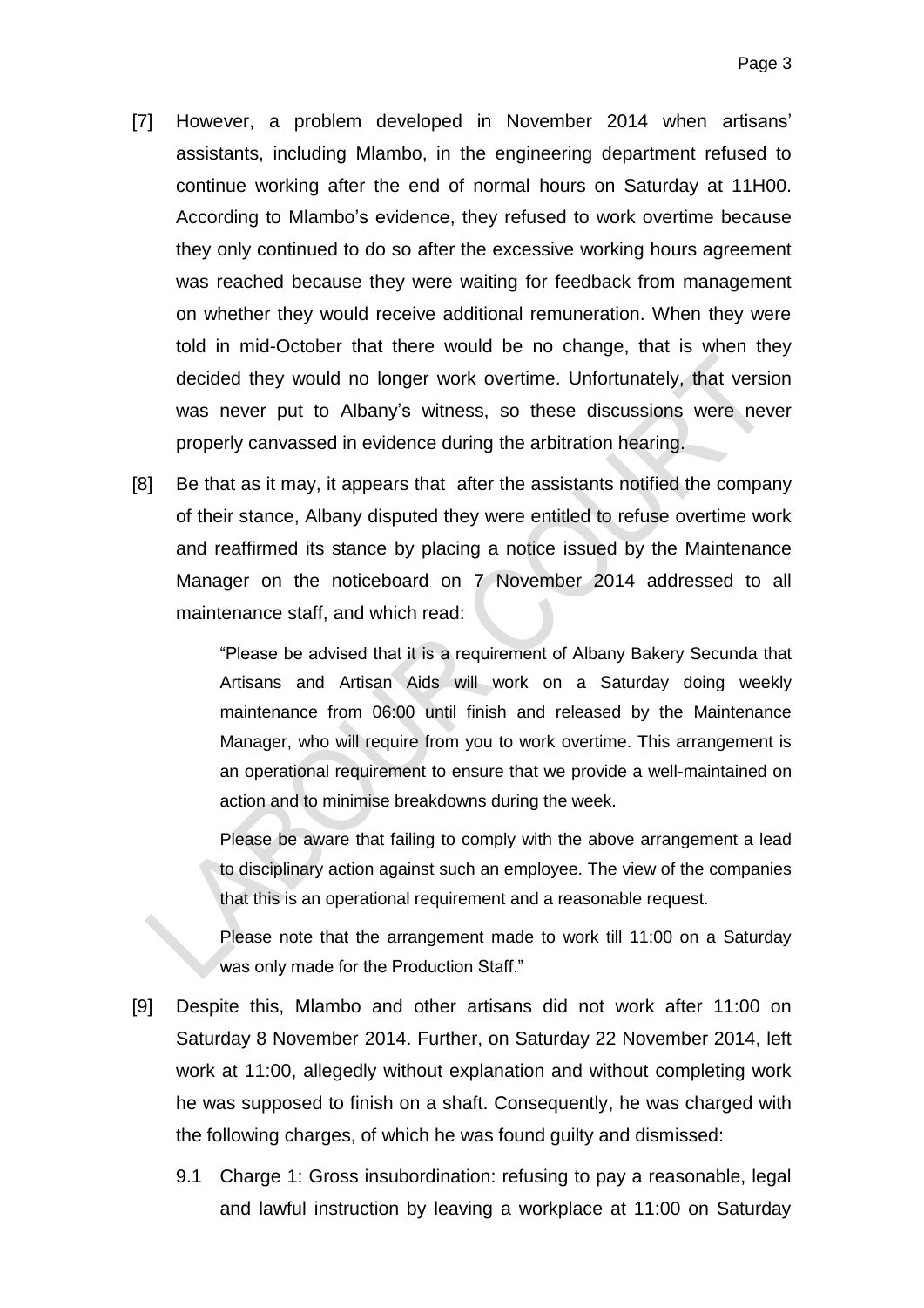[7] However, a problem developed in November 2014 when artisans' assistants, including Mlambo, in the engineering department refused to continue working after the end of normal hours on Saturday at 11H00. According to Mlambo's evidence, they refused to work overtime because they only continued to do so after the excessive working hours agreement was reached because they were waiting for feedback from management on whether they would receive additional remuneration. When they were told in mid-October that there would be no change, that is when they decided they would no longer work overtime. Unfortunately, that version was never put to Albany's witness, so these discussions were never properly canvassed in evidence during the arbitration hearing.

[8] Be that as it may, it appears that after the assistants notified the company of their stance, Albany disputed they were entitled to refuse overtime work and reaffirmed its stance by placing a notice issued by the Maintenance Manager on the noticeboard on 7 November 2014 addressed to all maintenance staff, and which read:

> "Please be advised that it is a requirement of Albany Bakery Secunda that Artisans and Artisan Aids will work on a Saturday doing weekly maintenance from 06:00 until finish and released by the Maintenance Manager, who will require from you to work overtime. This arrangement is an operational requirement to ensure that we provide a well-maintained on action and to minimise breakdowns during the week.
>
> Please be aware that failing to comply with the above arrangement a lead to disciplinary action against such an employee. The view of the companies that this is an operational requirement and a reasonable request.
>
> Please note that the arrangement made to work till 11:00 on a Saturday was only made for the Production Staff."

[9] Despite this, Mlambo and other artisans did not work after 11:00 on Saturday 8 November 2014. Further, on Saturday 22 November 2014, left work at 11:00, allegedly without explanation and without completing work he was supposed to finish on a shaft. Consequently, he was charged with the following charges, of which he was found guilty and dismissed:

9.1 Charge 1: Gross insubordination: refusing to pay a reasonable, legal and lawful instruction by leaving a workplace at 11:00 on Saturday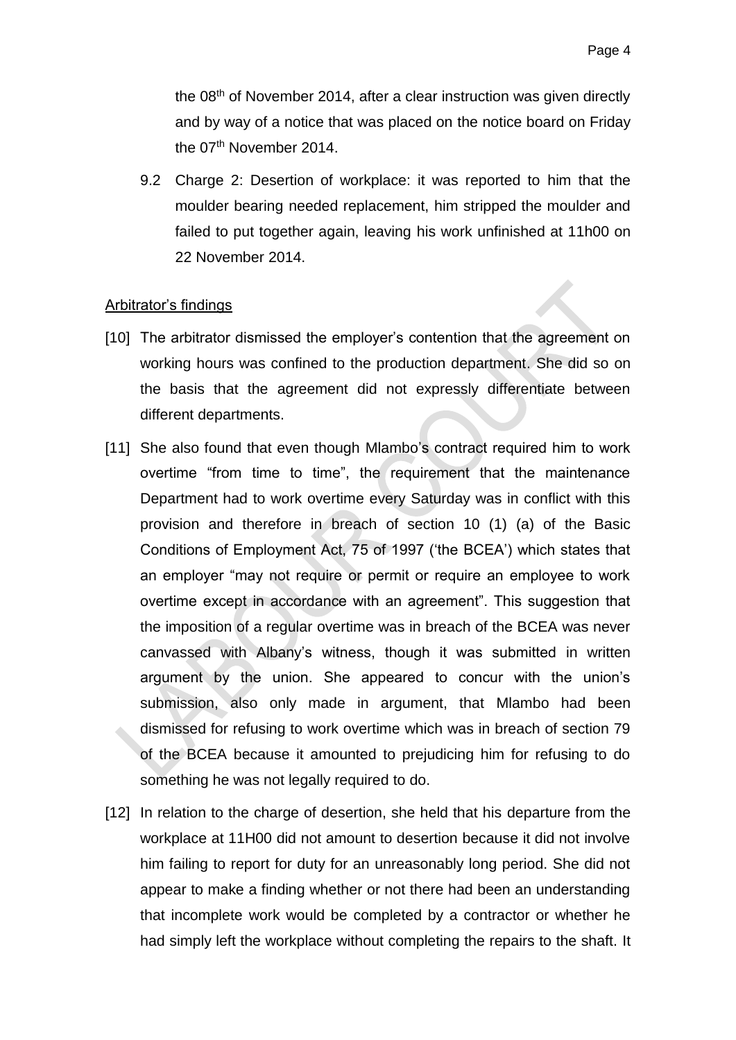the 08th of November 2014, after a clear instruction was given directly and by way of a notice that was placed on the notice board on Friday the 07th November 2014.

9.2 Charge 2: Desertion of workplace: it was reported to him that the moulder bearing needed replacement, him stripped the moulder and failed to put together again, leaving his work unfinished at 11h00 on 22 November 2014.

Arbitrator's findings

[10] The arbitrator dismissed the employer's contention that the agreement on working hours was confined to the production department. She did so on the basis that the agreement did not expressly differentiate between different departments.

[11] She also found that even though Mlambo's contract required him to work overtime "from time to time", the requirement that the maintenance Department had to work overtime every Saturday was in conflict with this provision and therefore in breach of section 10 (1) (a) of the Basic Conditions of Employment Act, 75 of 1997 ('the BCEA') which states that an employer "may not require or permit or require an employee to work overtime except in accordance with an agreement". This suggestion that the imposition of a regular overtime was in breach of the BCEA was never canvassed with Albany's witness, though it was submitted in written argument by the union. She appeared to concur with the union's submission, also only made in argument, that Mlambo had been dismissed for refusing to work overtime which was in breach of section 79 of the BCEA because it amounted to prejudicing him for refusing to do something he was not legally required to do.

[12] In relation to the charge of desertion, she held that his departure from the workplace at 11H00 did not amount to desertion because it did not involve him failing to report for duty for an unreasonably long period. She did not appear to make a finding whether or not there had been an understanding that incomplete work would be completed by a contractor or whether he had simply left the workplace without completing the repairs to the shaft. It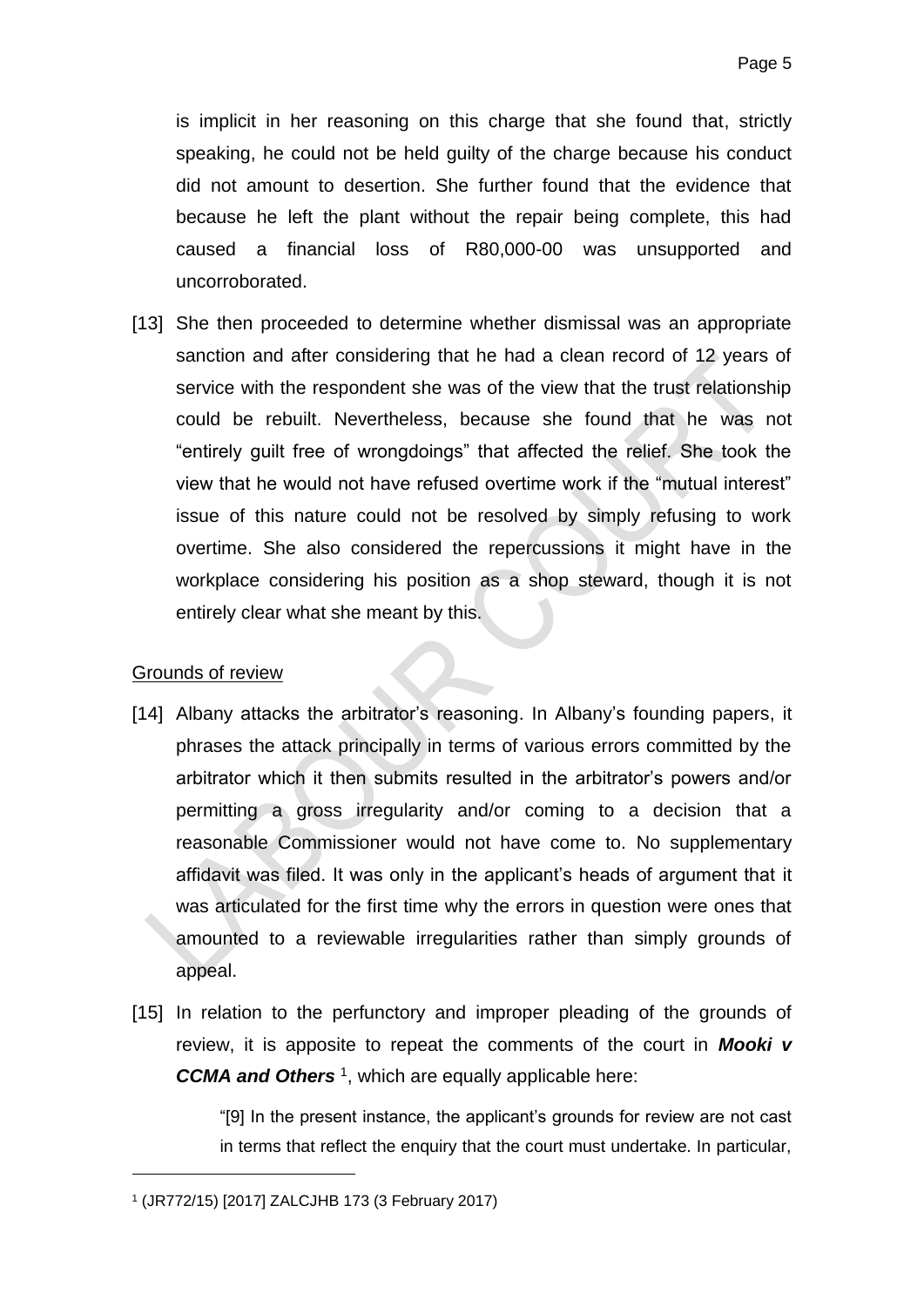is implicit in her reasoning on this charge that she found that, strictly speaking, he could not be held guilty of the charge because his conduct did not amount to desertion. She further found that the evidence that because he left the plant without the repair being complete, this had caused a financial loss of R80,000-00 was unsupported and uncorroborated.

[13] She then proceeded to determine whether dismissal was an appropriate sanction and after considering that he had a clean record of 12 years of service with the respondent she was of the view that the trust relationship could be rebuilt. Nevertheless, because she found that he was not "entirely guilt free of wrongdoings" that affected the relief. She took the view that he would not have refused overtime work if the "mutual interest" issue of this nature could not be resolved by simply refusing to work overtime. She also considered the repercussions it might have in the workplace considering his position as a shop steward, though it is not entirely clear what she meant by this.

## Grounds of review

[14] Albany attacks the arbitrator's reasoning. In Albany's founding papers, it phrases the attack principally in terms of various errors committed by the arbitrator which it then submits resulted in the arbitrator's powers and/or permitting a gross irregularity and/or coming to a decision that a reasonable Commissioner would not have come to. No supplementary affidavit was filed. It was only in the applicant's heads of argument that it was articulated for the first time why the errors in question were ones that amounted to a reviewable irregularities rather than simply grounds of appeal.

[15] In relation to the perfunctory and improper pleading of the grounds of review, it is apposite to repeat the comments of the court in ***Mooki v CCMA and Others*** [1], which are equally applicable here:

> "[9] In the present instance, the applicant's grounds for review are not cast in terms that reflect the enquiry that the court must undertake. In particular,

---

[1] (JR772/15) [2017] ZALCJHB 173 (3 February 2017)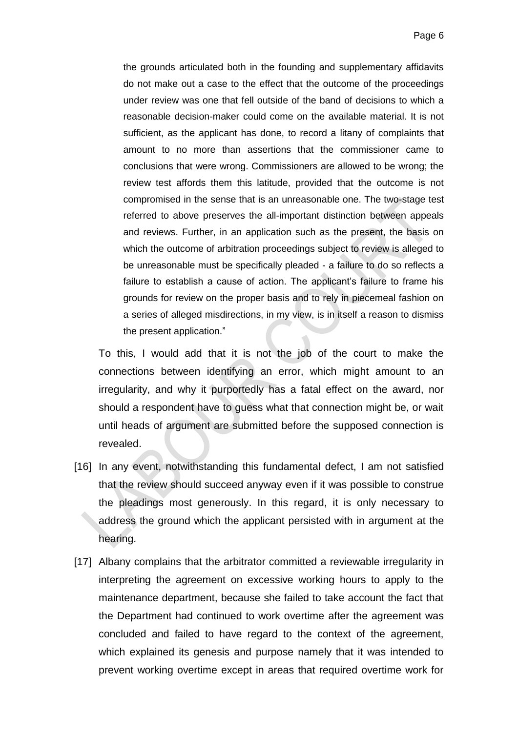> the grounds articulated both in the founding and supplementary affidavits do not make out a case to the effect that the outcome of the proceedings under review was one that fell outside of the band of decisions to which a reasonable decision-maker could come on the available material. It is not sufficient, as the applicant has done, to record a litany of complaints that amount to no more than assertions that the commissioner came to conclusions that were wrong. Commissioners are allowed to be wrong; the review test affords them this latitude, provided that the outcome is not compromised in the sense that is an unreasonable one. The two-stage test referred to above preserves the all-important distinction between appeals and reviews. Further, in an application such as the present, the basis on which the outcome of arbitration proceedings subject to review is alleged to be unreasonable must be specifically pleaded - a failure to do so reflects a failure to establish a cause of action. The applicant's failure to frame his grounds for review on the proper basis and to rely in piecemeal fashion on a series of alleged misdirections, in my view, is in itself a reason to dismiss the present application."

To this, I would add that it is not the job of the court to make the connections between identifying an error, which might amount to an irregularity, and why it purportedly has a fatal effect on the award, nor should a respondent have to guess what that connection might be, or wait until heads of argument are submitted before the supposed connection is revealed.

[16] In any event, notwithstanding this fundamental defect, I am not satisfied that the review should succeed anyway even if it was possible to construe the pleadings most generously. In this regard, it is only necessary to address the ground which the applicant persisted with in argument at the hearing.

[17] Albany complains that the arbitrator committed a reviewable irregularity in interpreting the agreement on excessive working hours to apply to the maintenance department, because she failed to take account the fact that the Department had continued to work overtime after the agreement was concluded and failed to have regard to the context of the agreement, which explained its genesis and purpose namely that it was intended to prevent working overtime except in areas that required overtime work for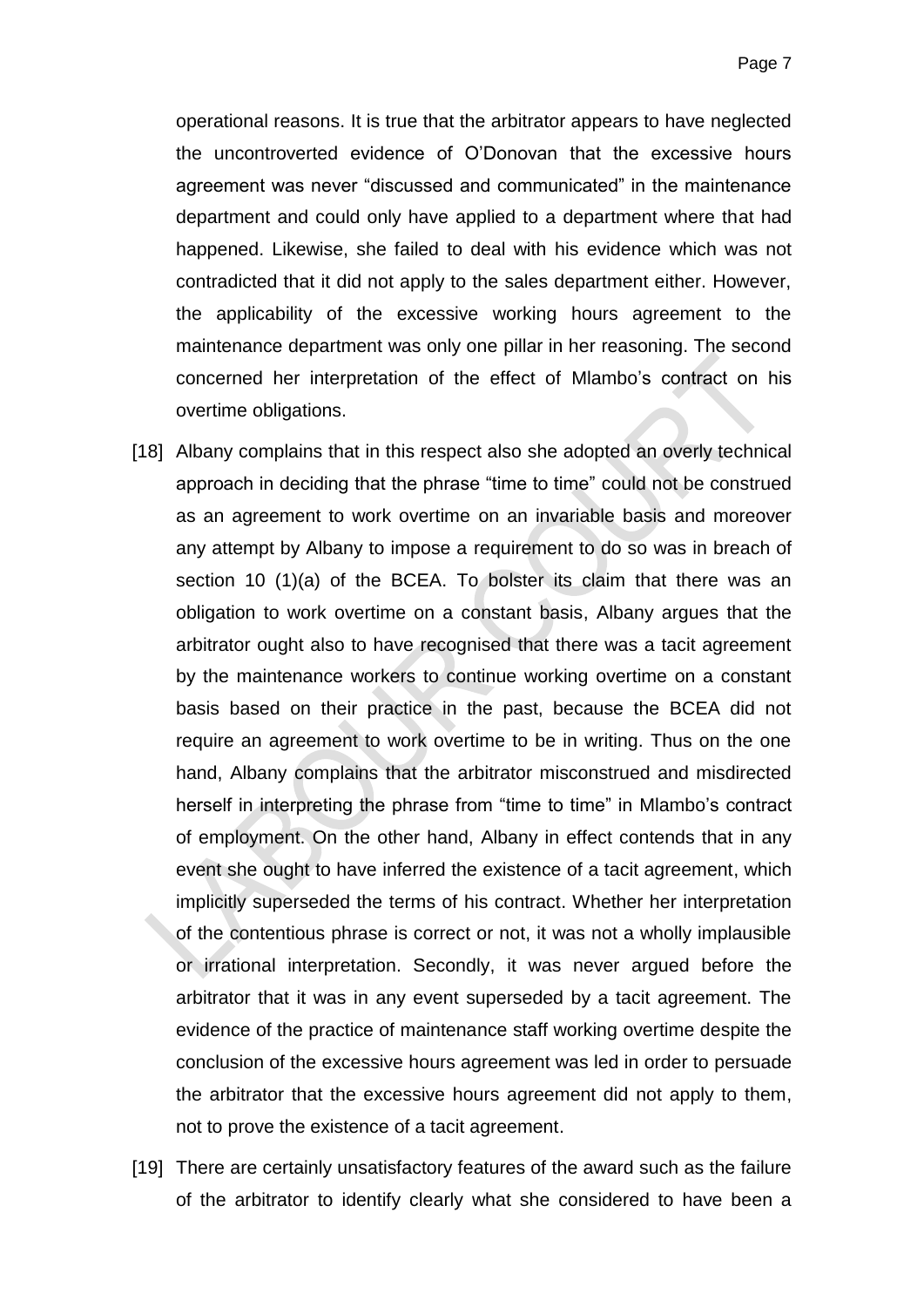operational reasons. It is true that the arbitrator appears to have neglected the uncontroverted evidence of O'Donovan that the excessive hours agreement was never "discussed and communicated" in the maintenance department and could only have applied to a department where that had happened. Likewise, she failed to deal with his evidence which was not contradicted that it did not apply to the sales department either. However, the applicability of the excessive working hours agreement to the maintenance department was only one pillar in her reasoning. The second concerned her interpretation of the effect of Mlambo's contract on his overtime obligations.

[18] Albany complains that in this respect also she adopted an overly technical approach in deciding that the phrase "time to time" could not be construed as an agreement to work overtime on an invariable basis and moreover any attempt by Albany to impose a requirement to do so was in breach of section 10 (1)(a) of the BCEA. To bolster its claim that there was an obligation to work overtime on a constant basis, Albany argues that the arbitrator ought also to have recognised that there was a tacit agreement by the maintenance workers to continue working overtime on a constant basis based on their practice in the past, because the BCEA did not require an agreement to work overtime to be in writing. Thus on the one hand, Albany complains that the arbitrator misconstrued and misdirected herself in interpreting the phrase from "time to time" in Mlambo's contract of employment. On the other hand, Albany in effect contends that in any event she ought to have inferred the existence of a tacit agreement, which implicitly superseded the terms of his contract. Whether her interpretation of the contentious phrase is correct or not, it was not a wholly implausible or irrational interpretation. Secondly, it was never argued before the arbitrator that it was in any event superseded by a tacit agreement. The evidence of the practice of maintenance staff working overtime despite the conclusion of the excessive hours agreement was led in order to persuade the arbitrator that the excessive hours agreement did not apply to them, not to prove the existence of a tacit agreement.

[19] There are certainly unsatisfactory features of the award such as the failure of the arbitrator to identify clearly what she considered to have been a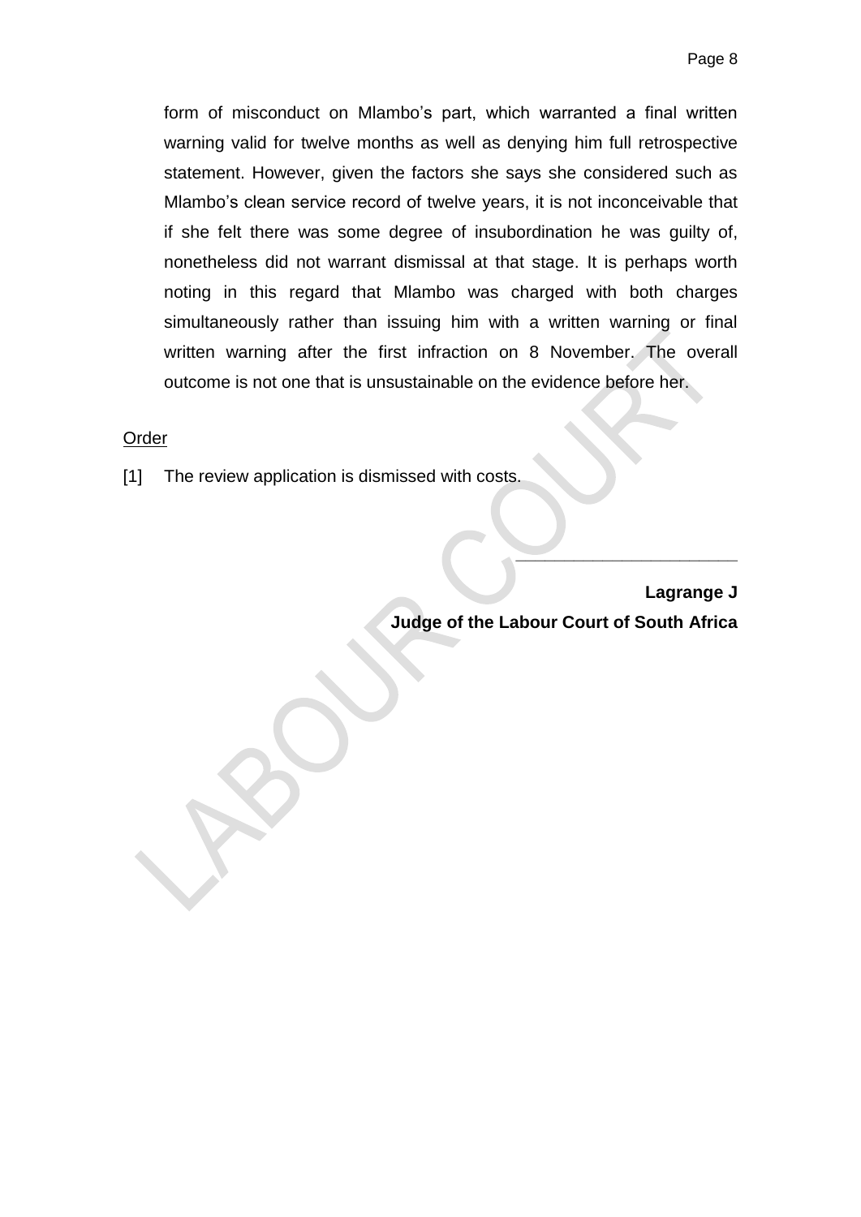form of misconduct on Mlambo's part, which warranted a final written warning valid for twelve months as well as denying him full retrospective statement. However, given the factors she says she considered such as Mlambo's clean service record of twelve years, it is not inconceivable that if she felt there was some degree of insubordination he was guilty of, nonetheless did not warrant dismissal at that stage. It is perhaps worth noting in this regard that Mlambo was charged with both charges simultaneously rather than issuing him with a written warning or final written warning after the first infraction on 8 November. The overall outcome is not one that is unsustainable on the evidence before her.

<u>Order</u>

[1] The review application is dismissed with costs.

\_\_\_\_\_\_\_\_\_\_\_\_\_\_\_\_\_\_\_\_\_\_\_

**Lagrange J**

**Judge of the Labour Court of South Africa**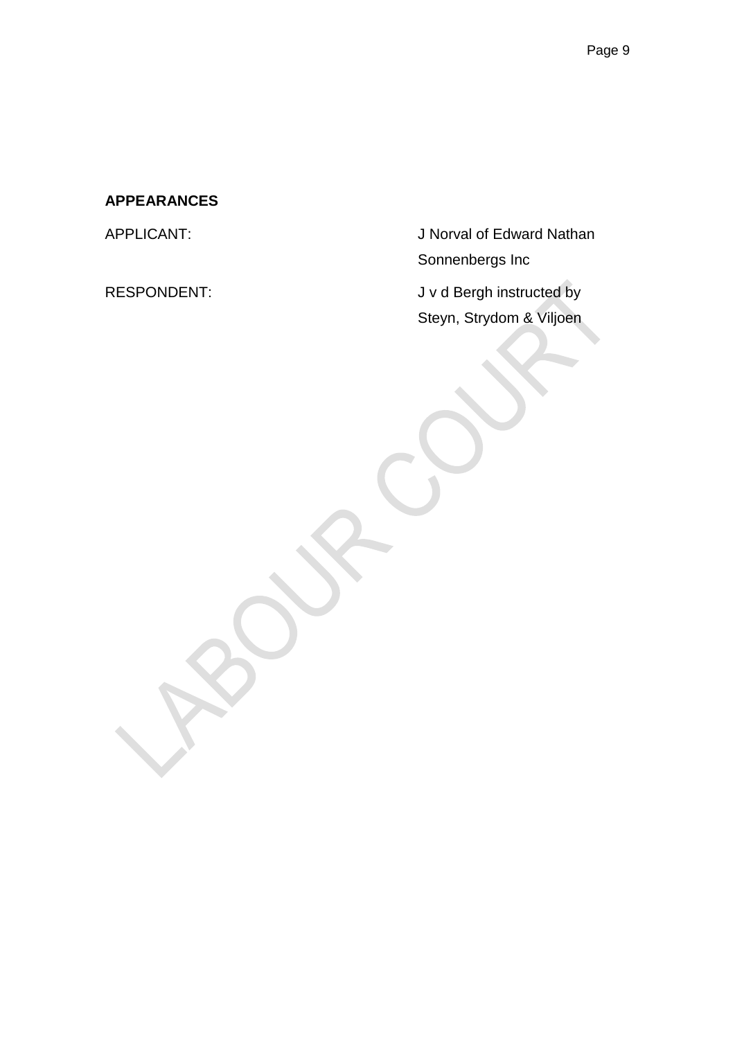**APPEARANCES**

| | |
|---|---|
| APPLICANT: | J Norval of Edward Nathan Sonnenbergs Inc |
| RESPONDENT: | J v d Bergh instructed by Steyn, Strydom & Viljoen |